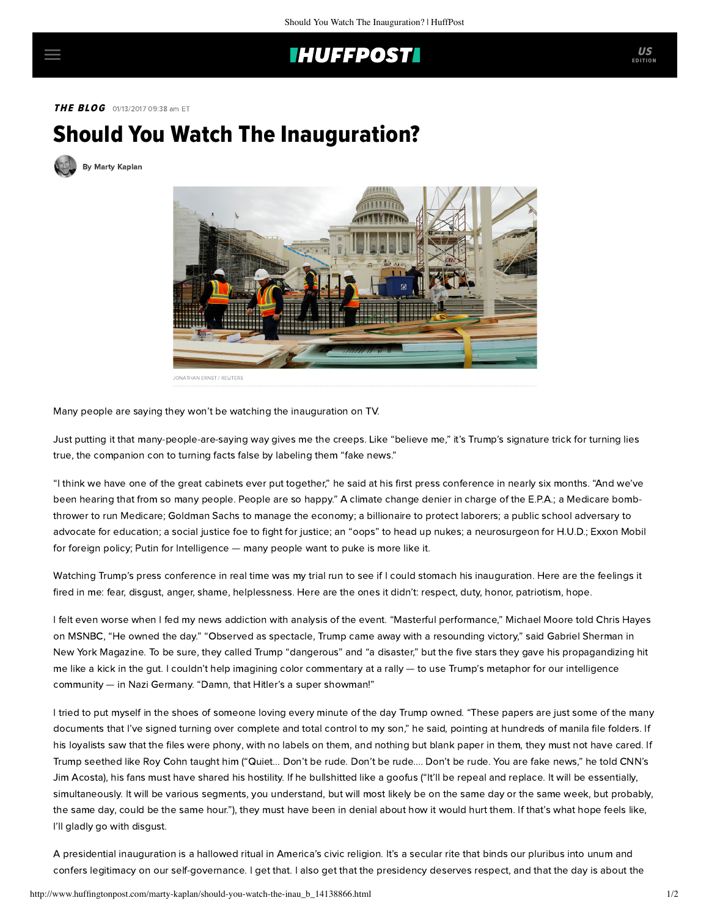THE BLOG 01/13/2017 09:38 am ET

# Should You Watch The Inauguration?

By Marty Kaplan

JONATHAN ERNST / REUTERS

Many people are saying they won't be watching the inauguration on TV.

Just putting it that many-people-are-saying way gives me the creeps. Like "believe me," it's Trump's signature trick for turning lies true, the companion con to turning facts false by labeling them "fake news."

"I think we have one of the great cabinets ever put together," he said at his first press conference in nearly six months. "And we've been hearing that from so many people. People are so happy." A climate change denier in charge of the E.P.A.; a Medicare bomb-thrower to run Medicare; Goldman Sachs to manage the economy; a billionaire to protect laborers; a public school adversary to advocate for education; a social justice foe to fight for justice; an "oops" to head up nukes; a neurosurgeon for H.U.D.; Exxon Mobil for foreign policy; Putin for Intelligence — many people want to puke is more like it.

Watching Trump's press conference in real time was my trial run to see if I could stomach his inauguration. Here are the feelings it fired in me: fear, disgust, anger, shame, helplessness. Here are the ones it didn't: respect, duty, honor, patriotism, hope.

I felt even worse when I fed my news addiction with analysis of the event. "Masterful performance," Michael Moore told Chris Hayes on MSNBC, "He owned the day." "Observed as spectacle, Trump came away with a resounding victory," said Gabriel Sherman in New York Magazine. To be sure, they called Trump "dangerous" and "a disaster," but the five stars they gave his propagandizing hit me like a kick in the gut. I couldn't help imagining color commentary at a rally — to use Trump's metaphor for our intelligence community — in Nazi Germany. "Damn, that Hitler's a super showman!"

I tried to put myself in the shoes of someone loving every minute of the day Trump owned. "These papers are just some of the many documents that I've signed turning over complete and total control to my son," he said, pointing at hundreds of manila file folders. If his loyalists saw that the files were phony, with no labels on them, and nothing but blank paper in them, they must not have cared. If Trump seethed like Roy Cohn taught him ("Quiet... Don't be rude. Don't be rude.... Don't be rude. You are fake news," he told CNN's Jim Acosta), his fans must have shared his hostility. If he bullshitted like a goofus ("It'll be repeal and replace. It will be essentially, simultaneously. It will be various segments, you understand, but will most likely be on the same day or the same week, but probably, the same day, could be the same hour."), they must have been in denial about how it would hurt them. If that's what hope feels like, I'll gladly go with disgust.

A presidential inauguration is a hallowed ritual in America's civic religion. It's a secular rite that binds our pluribus into unum and confers legitimacy on our self-governance. I get that. I also get that the presidency deserves respect, and that the day is about the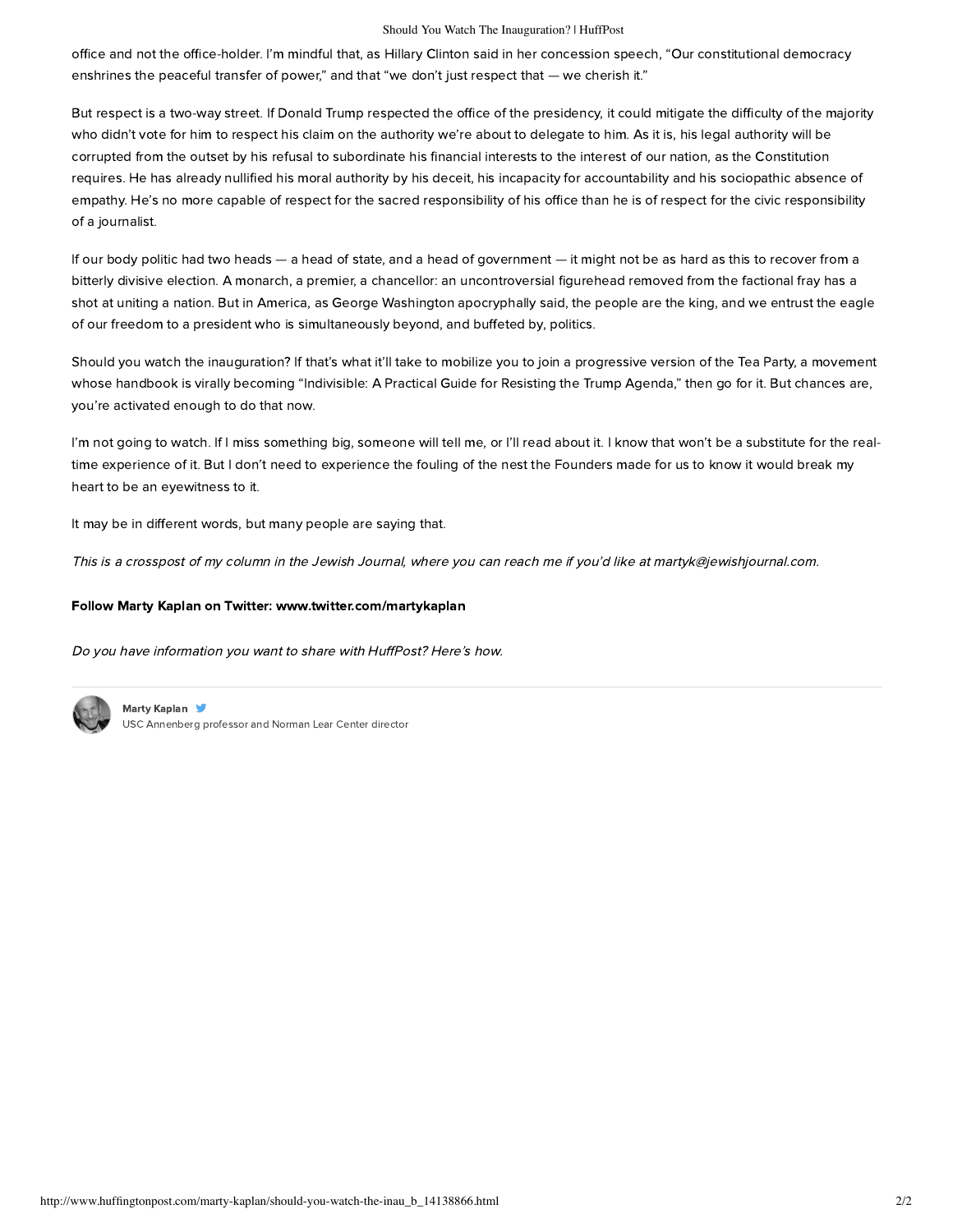office and not the office-holder. I'm mindful that, as Hillary Clinton said in her concession speech, "Our constitutional democracy enshrines the peaceful transfer of power," and that "we don't just respect that — we cherish it."

But respect is a two-way street. If Donald Trump respected the office of the presidency, it could mitigate the difficulty of the majority who didn't vote for him to respect his claim on the authority we're about to delegate to him. As it is, his legal authority will be corrupted from the outset by his refusal to subordinate his financial interests to the interest of our nation, as the Constitution requires. He has already nullified his moral authority by his deceit, his incapacity for accountability and his sociopathic absence of empathy. He's no more capable of respect for the sacred responsibility of his office than he is of respect for the civic responsibility of a journalist.

If our body politic had two heads — a head of state, and a head of government — it might not be as hard as this to recover from a bitterly divisive election. A monarch, a premier, a chancellor: an uncontroversial figurehead removed from the factional fray has a shot at uniting a nation. But in America, as George Washington apocryphally said, the people are the king, and we entrust the eagle of our freedom to a president who is simultaneously beyond, and buffeted by, politics.

Should you watch the inauguration? If that's what it'll take to mobilize you to join a progressive version of the Tea Party, a movement whose handbook is virally becoming "Indivisible: A Practical Guide for Resisting the Trump Agenda," then go for it. But chances are, you're activated enough to do that now.

I'm not going to watch. If I miss something big, someone will tell me, or I'll read about it. I know that won't be a substitute for the real-time experience of it. But I don't need to experience the fouling of the nest the Founders made for us to know it would break my heart to be an eyewitness to it.

It may be in different words, but many people are saying that.

*This is a crosspost of my column in the Jewish Journal, where you can reach me if you'd like at martyk@jewishjournal.com.*

**Follow Marty Kaplan on Twitter: www.twitter.com/martykaplan**

*Do you have information you want to share with HuffPost? Here's how.*

---

**Marty Kaplan**
USC Annenberg professor and Norman Lear Center director